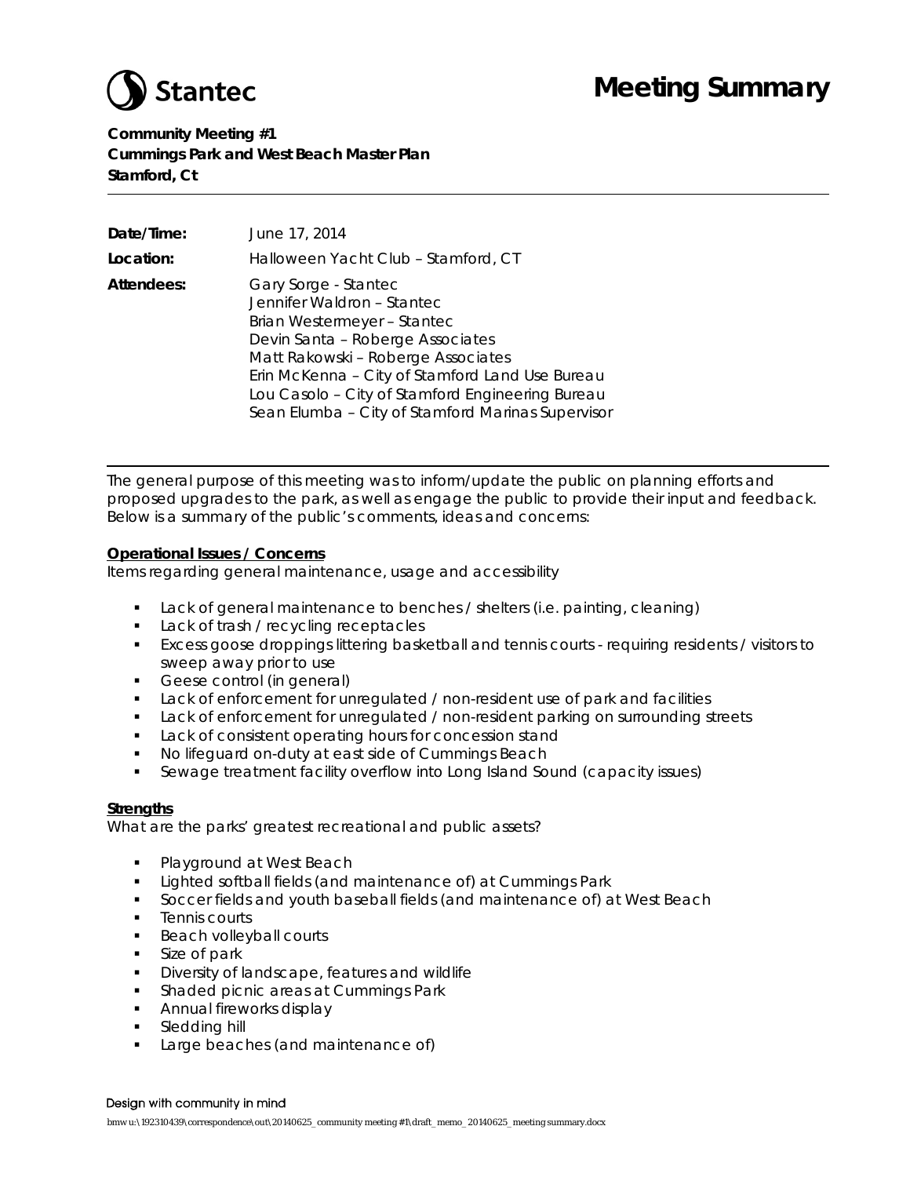# Meeting Summary

**Community Meeting #1**
**Cummings Park and West Beach Master Plan**
**Stamford, Ct**

---

**Date/Time:** June 17, 2014

**Location:** Halloween Yacht Club – Stamford, CT

**Attendees:**
Gary Sorge - Stantec
Jennifer Waldron – Stantec
Brian Westermeyer – Stantec
Devin Santa – Roberge Associates
Matt Rakowski – Roberge Associates
Erin McKenna – City of Stamford Land Use Bureau
Lou Casolo – City of Stamford Engineering Bureau
Sean Elumba – City of Stamford Marinas Supervisor

---

The general purpose of this meeting was to inform/update the public on planning efforts and proposed upgrades to the park, as well as engage the public to provide their input and feedback. Below is a summary of the public's comments, ideas and concerns:

**Operational Issues / Concerns**

Items regarding general maintenance, usage and accessibility

- Lack of general maintenance to benches / shelters (i.e. painting, cleaning)
- Lack of trash / recycling receptacles
- Excess goose droppings littering basketball and tennis courts - requiring residents / visitors to sweep away prior to use
- Geese control (in general)
- Lack of enforcement for unregulated / non-resident use of park and facilities
- Lack of enforcement for unregulated / non-resident parking on surrounding streets
- Lack of consistent operating hours for concession stand
- No lifeguard on-duty at east side of Cummings Beach
- Sewage treatment facility overflow into Long Island Sound (capacity issues)

**Strengths**

What are the parks' greatest recreational and public assets?

- Playground at West Beach
- Lighted softball fields (and maintenance of) at Cummings Park
- Soccer fields and youth baseball fields (and maintenance of) at West Beach
- Tennis courts
- Beach volleyball courts
- Size of park
- Diversity of landscape, features and wildlife
- Shaded picnic areas at Cummings Park
- Annual fireworks display
- Sledding hill
- Large beaches (and maintenance of)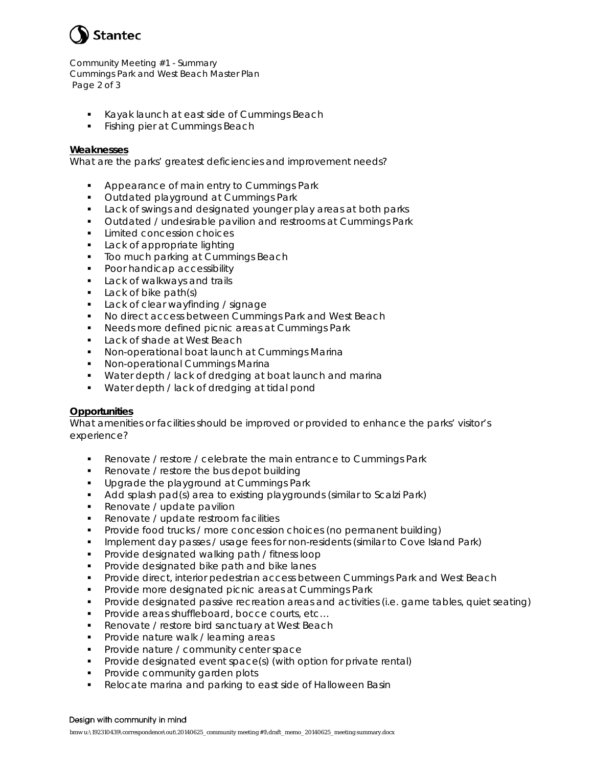- Kayak launch at east side of Cummings Beach
- Fishing pier at Cummings Beach

**Weaknesses**

What are the parks' greatest deficiencies and improvement needs?

- Appearance of main entry to Cummings Park
- Outdated playground at Cummings Park
- Lack of swings and designated younger play areas at both parks
- Outdated / undesirable pavilion and restrooms at Cummings Park
- Limited concession choices
- Lack of appropriate lighting
- Too much parking at Cummings Beach
- Poor handicap accessibility
- Lack of walkways and trails
- Lack of bike path(s)
- Lack of clear wayfinding / signage
- No direct access between Cummings Park and West Beach
- Needs more defined picnic areas at Cummings Park
- Lack of shade at West Beach
- Non-operational boat launch at Cummings Marina
- Non-operational Cummings Marina
- Water depth / lack of dredging at boat launch and marina
- Water depth / lack of dredging at tidal pond

**Opportunities**

What amenities or facilities should be improved or provided to enhance the parks' visitor's experience?

- Renovate / restore / celebrate the main entrance to Cummings Park
- Renovate / restore the bus depot building
- Upgrade the playground at Cummings Park
- Add splash pad(s) area to existing playgrounds (similar to Scalzi Park)
- Renovate / update pavilion
- Renovate / update restroom facilities
- Provide food trucks / more concession choices (no permanent building)
- Implement day passes / usage fees for non-residents (similar to Cove Island Park)
- Provide designated walking path / fitness loop
- Provide designated bike path and bike lanes
- Provide direct, interior pedestrian access between Cummings Park and West Beach
- Provide more designated picnic areas at Cummings Park
- Provide designated passive recreation areas and activities (i.e. game tables, quiet seating)
- Provide areas shuffleboard, bocce courts, etc…
- Renovate / restore bird sanctuary at West Beach
- Provide nature walk / learning areas
- Provide nature / community center space
- Provide designated event space(s) (with option for private rental)
- Provide community garden plots
- Relocate marina and parking to east side of Halloween Basin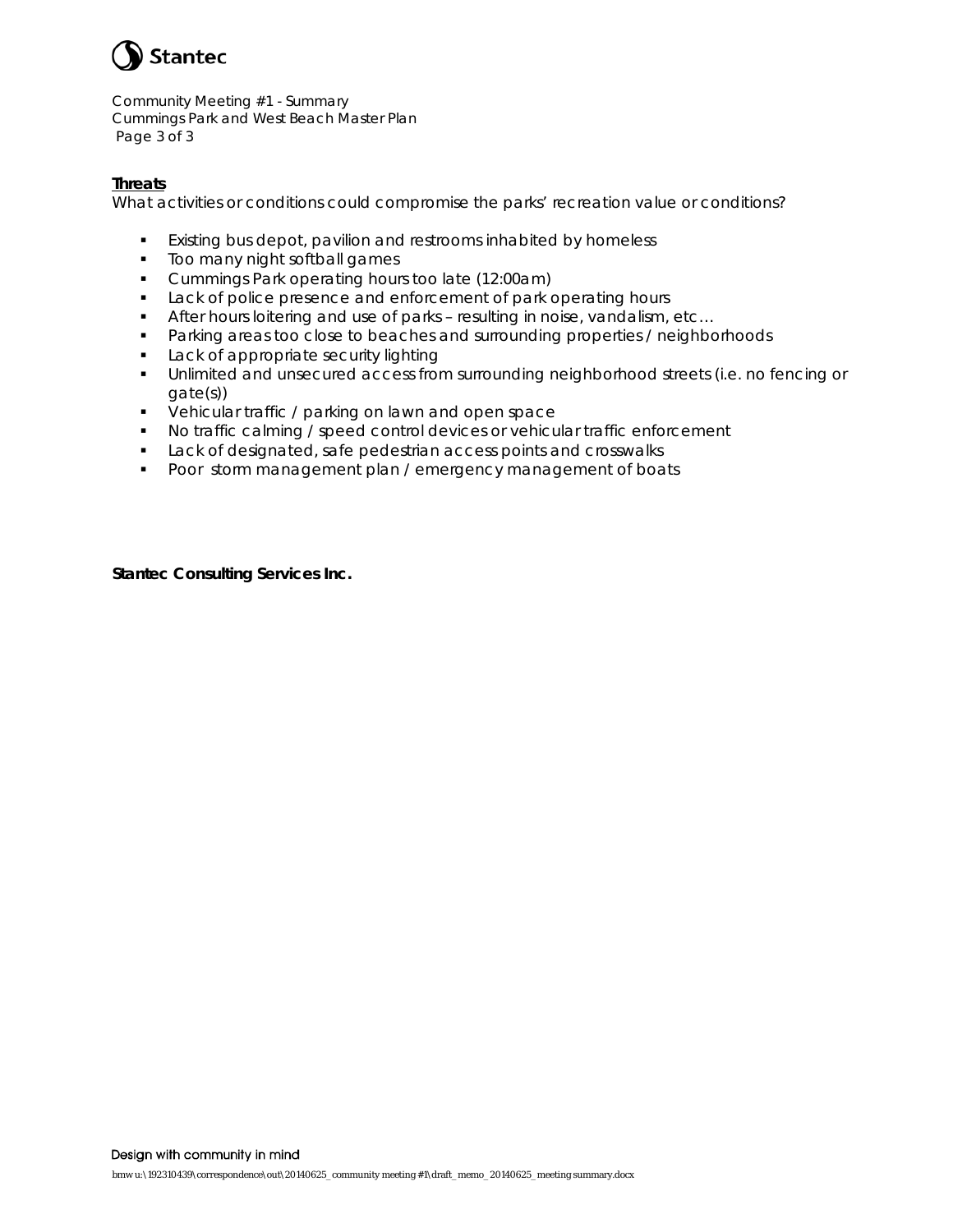**Threats**

What activities or conditions could compromise the parks' recreation value or conditions?

- Existing bus depot, pavilion and restrooms inhabited by homeless
- Too many night softball games
- Cummings Park operating hours too late (12:00am)
- Lack of police presence and enforcement of park operating hours
- After hours loitering and use of parks – resulting in noise, vandalism, etc…
- Parking areas too close to beaches and surrounding properties / neighborhoods
- Lack of appropriate security lighting
- Unlimited and unsecured access from surrounding neighborhood streets (i.e. no fencing or gate(s))
- Vehicular traffic / parking on lawn and open space
- No traffic calming / speed control devices or vehicular traffic enforcement
- Lack of designated, safe pedestrian access points and crosswalks
- Poor storm management plan / emergency management of boats

**Stantec Consulting Services Inc.**